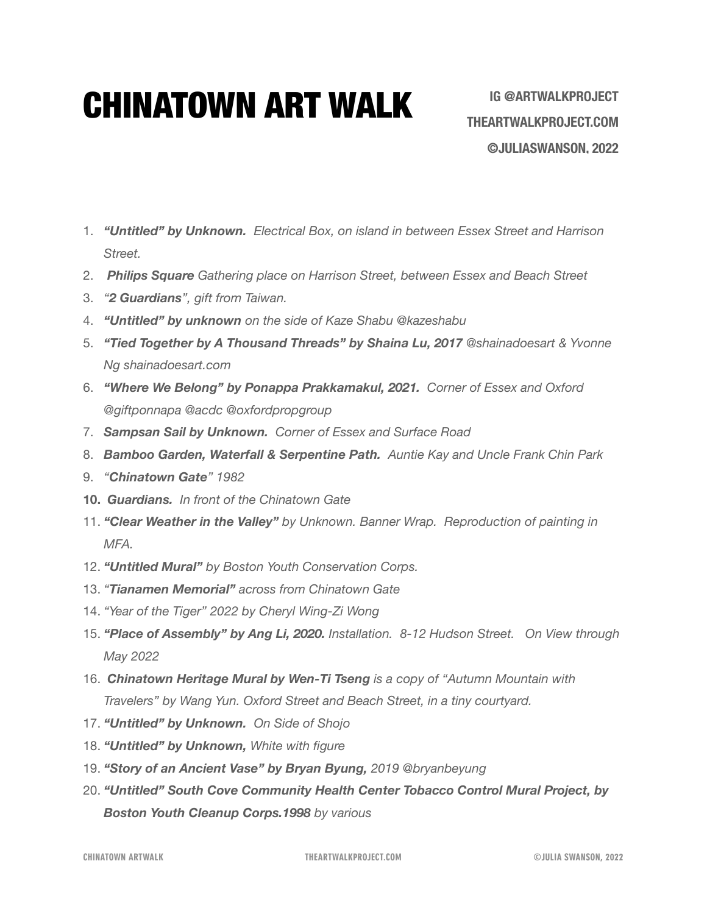# CHINATOWN ART WALK

**IG @ARTWALKPROJECT**

**THEARTWALKPROJECT.COM**

**©JULIASWANSON, 2022**

1. ***"Untitled" by Unknown.*** *Electrical Box, on island in between Essex Street and Harrison Street.*
2. ***Philips Square*** *Gathering place on Harrison Street, between Essex and Beach Street*
3. *"**2 Guardians**", gift from Taiwan.*
4. ***"Untitled" by unknown*** *on the side of Kaze Shabu @kazeshabu*
5. ***"Tied Together by A Thousand Threads" by Shaina Lu, 2017*** *@shainadoesart & Yvonne Ng shainadoesart.com*
6. ***"Where We Belong" by Ponappa Prakkamakul, 2021.*** *Corner of Essex and Oxford @giftponnapa @acdc @oxfordpropgroup*
7. ***Sampsan Sail by Unknown.*** *Corner of Essex and Surface Road*
8. ***Bamboo Garden, Waterfall & Serpentine Path.*** *Auntie Kay and Uncle Frank Chin Park*
9. *"**Chinatown Gate**" 1982*
10. ***Guardians.*** *In front of the Chinatown Gate*
11. ***"Clear Weather in the Valley"*** *by Unknown. Banner Wrap. Reproduction of painting in MFA.*
12. ***"Untitled Mural"*** *by Boston Youth Conservation Corps.*
13. *"**Tianamen Memorial**" across from Chinatown Gate*
14. *"Year of the Tiger" 2022 by Cheryl Wing-Zi Wong*
15. ***"Place of Assembly" by Ang Li, 2020.*** *Installation. 8-12 Hudson Street. On View through May 2022*
16. ***Chinatown Heritage Mural by Wen-Ti Tseng*** *is a copy of "Autumn Mountain with Travelers" by Wang Yun. Oxford Street and Beach Street, in a tiny courtyard.*
17. ***"Untitled" by Unknown.*** *On Side of Shojo*
18. ***"Untitled" by Unknown,*** *White with figure*
19. ***"Story of an Ancient Vase" by Bryan Byung,*** *2019 @bryanbeyung*
20. ***"Untitled" South Cove Community Health Center Tobacco Control Mural Project, by Boston Youth Cleanup Corps.1998*** *by various*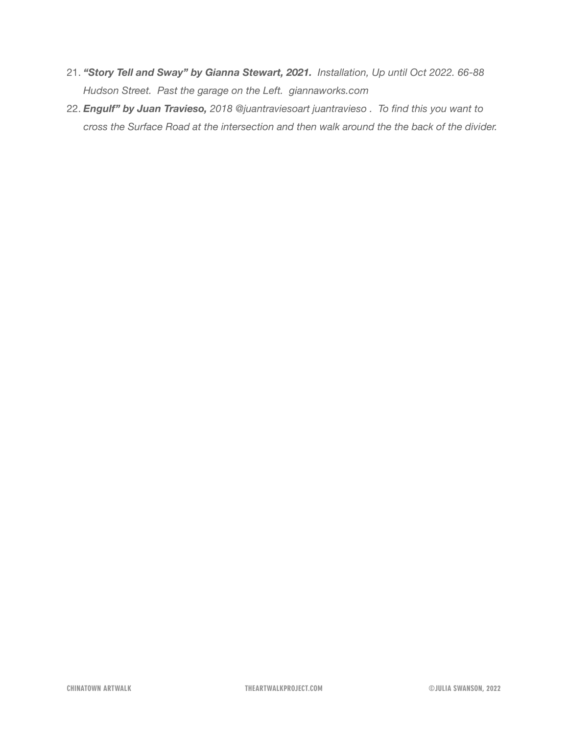21. ***"Story Tell and Sway" by Gianna Stewart, 2021.*** *Installation, Up until Oct 2022. 66-88 Hudson Street. Past the garage on the Left. giannaworks.com*
22. ***Engulf" by Juan Travieso,*** *2018 @juantraviesoart juantravieso . To find this you want to cross the Surface Road at the intersection and then walk around the the back of the divider.*